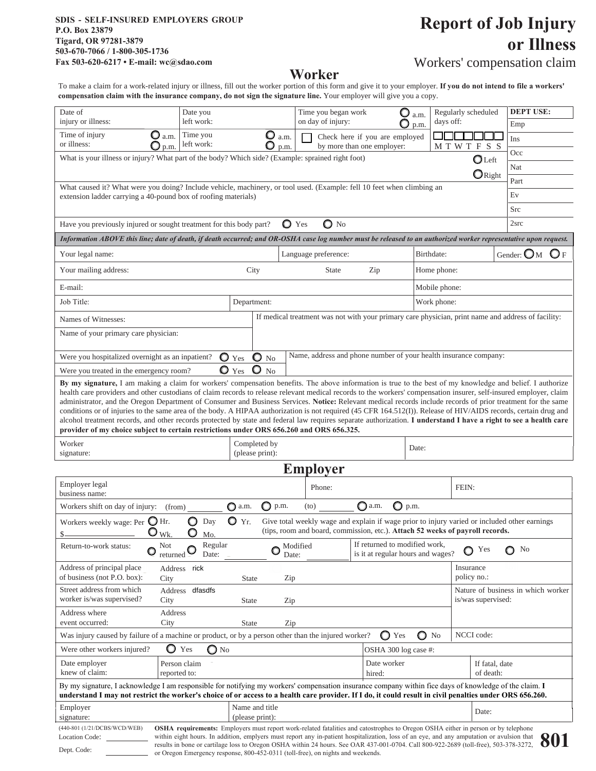**SDIS - SELF-INSURED EMPLOYERS GROUP**
**P.O. Box 23879**
**Tigard, OR 97281-3879**
**503-670-7066 / 1-800-305-1736**
**Fax 503-620-6217 • E-mail: wc@sdao.com**

# Report of Job Injury or Illness

Workers' compensation claim

## Worker

To make a claim for a work-related injury or illness, fill out the worker portion of this form and give it to your employer. **If you do not intend to file a workers' compensation claim with the insurance company, do not sign the signature line.** Your employer will give you a copy.

| Date of injury or illness: | Date you left work: | Time you began work on day of injury: ○ a.m. ○ p.m. | Regularly scheduled days off: | **DEPT USE:** |
|---|---|---|---|---|
| Time of injury or illness: ○ a.m. ○ p.m. | Time you left work: ○ a.m. ○ p.m. | ☐ Check here if you are employed by more than one employer: | ☐☐☐☐☐☐☐ M T W T F S S | Emp / Ins |

| | |
|---|---|
| What is your illness or injury? What part of the body? Which side? (Example: sprained right foot) ○ Left ○ Right | Occ / Nat / Part |
| What caused it? What were you doing? Include vehicle, machinery, or tool used. (Example: fell 10 feet when climbing an extension ladder carrying a 40-pound box of roofing materials) | Ev / Src |
| Have you previously injured or sought treatment for this body part? ○ Yes ○ No | 2src |

***Information ABOVE this line; date of death, if death occurred; and OR-OSHA case log number must be released to an authorized worker representative upon request.***

| | | | |
|---|---|---|---|
| Your legal name: | Language preference: | Birthdate: | Gender: ○ M ○ F |
| Your mailing address: City State Zip | | Home phone: | |
| E-mail: | | Mobile phone: | |
| Job Title: | Department: | Work phone: | |
| Names of Witnesses: | If medical treatment was not with your primary care physician, print name and address of facility: | | |
| Name of your primary care physician: | | | |
| Were you hospitalized overnight as an inpatient? ○ Yes ○ No | Name, address and phone number of your health insurance company: | | |
| Were you treated in the emergency room? ○ Yes ○ No | | | |

**By my signature,** I am making a claim for workers' compensation benefits. The above information is true to the best of my knowledge and belief. I authorize health care providers and other custodians of claim records to release relevant medical records to the workers' compensation insurer, self-insured employer, claim administrator, and the Oregon Department of Consumer and Business Services. **Notice:** Relevant medical records include records of prior treatment for the same conditions or of injuries to the same area of the body. A HIPAA authorization is not required (45 CFR 164.512(I)). Release of HIV/AIDS records, certain drug and alcohol treatment records, and other records protected by state and federal law requires separate authorization. **I understand I have a right to see a health care provider of my choice subject to certain restrictions under ORS 656.260 and ORS 656.325.**

| | | |
|---|---|---|
| Worker signature: | Completed by (please print): | Date: |

## Employer

| | | |
|---|---|---|
| Employer legal business name: | Phone: | FEIN: |
| Workers shift on day of injury: (from) ________ ○ a.m. ○ p.m. (to) ________ ○ a.m. ○ p.m. | | |
| Workers weekly wage: Per ○ Hr. ○ Day ○ Yr. ○ Wk. ○ Mo. $ | Give total weekly wage and explain if wage prior to injury varied or included other earnings (tips, room and board, commission, etc.). **Attach 52 weeks of payroll records.** | |
| Return-to-work status: ○ Not returned ○ Regular Date: ○ Modified Date: | If returned to modified work, is it at regular hours and wages? ○ Yes ○ No | |
| Address of principal place of business (not P.O. box): Address rick City State Zip | | Insurance policy no.: |
| Street address from which worker is/was supervised? Address dfasdfs City State Zip | | Nature of business in which worker is/was supervised: |
| Address where event occurred: Address City State Zip | | |
| Was injury caused by failure of a machine or product, or by a person other than the injured worker? ○ Yes ○ No | | NCCI code: |
| Were other workers injured? ○ Yes ○ No | OSHA 300 log case #: | |
| Date employer knew of claim: / Person claim reported to: | Date worker hired: | If fatal, date of death: |

By my signature, I acknowledge I am responsible for notifying my workers' compensation insurance company within fice days of knowledge of the claim. **I understand I may not restrict the worker's choice of or access to a health care provider. If I do, it could result in civil penalties under ORS 656.260.**

| | | |
|---|---|---|
| Employer signature: | Name and title (please print): | Date: |

(440-801 (1/21/DCBS/WCD/WEB)

Location Code: ________

Dept. Code: ________

**OSHA requirements:** Employers must report work-related fatalities and catostrophes to Oregon OSHA either in person or by telephone within eight hours. In addition, emplyers must report any in-patient hospitalization, loss of an eye, and any amputation or avulsion that results in bone or cartilage loss to Oregon OSHA within 24 hours. See OAR 437-001-0704. Call 800-922-2689 (toll-free), 503-378-3272, or Oregon Emergency response, 800-452-0311 (toll-free), on nights and weekends.

**801**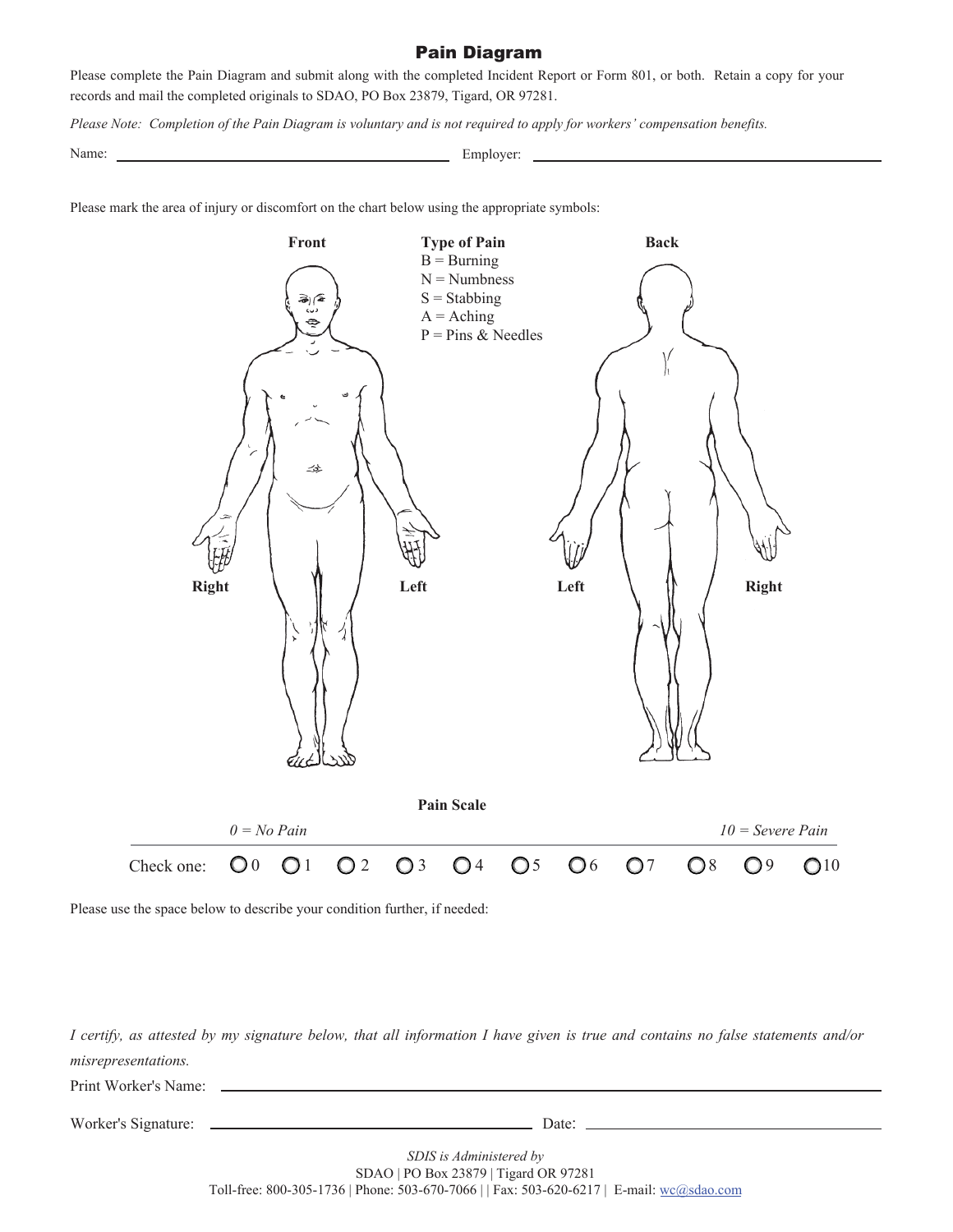## Pain Diagram

Please complete the Pain Diagram and submit along with the completed Incident Report or Form 801, or both. Retain a copy for your records and mail the completed originals to SDAO, PO Box 23879, Tigard, OR 97281.

*Please Note: Completion of the Pain Diagram is voluntary and is not required to apply for workers' compensation benefits.*

Name: ______________________________ Employer: ______________________________

Please mark the area of injury or discomfort on the chart below using the appropriate symbols:

**Front**

**Type of Pain**
B = Burning
N = Numbness
S = Stabbing
A = Aching
P = Pins & Needles

**Back**

**Right** **Left** **Left** **Right**

**Pain Scale**

*0 = No Pain* *10 = Severe Pain*

Check one: ○ 0 ○ 1 ○ 2 ○ 3 ○ 4 ○ 5 ○ 6 ○ 7 ○ 8 ○ 9 ○ 10

Please use the space below to describe your condition further, if needed:

*I certify, as attested by my signature below, that all information I have given is true and contains no false statements and/or misrepresentations.*

Print Worker's Name: ______________________________

Worker's Signature: ______________________________ Date: ______________________________

*SDIS is Administered by*
SDAO | PO Box 23879 | Tigard OR 97281
Toll-free: 800-305-1736 | Phone: 503-670-7066 | | Fax: 503-620-6217 | E-mail: wc@sdao.com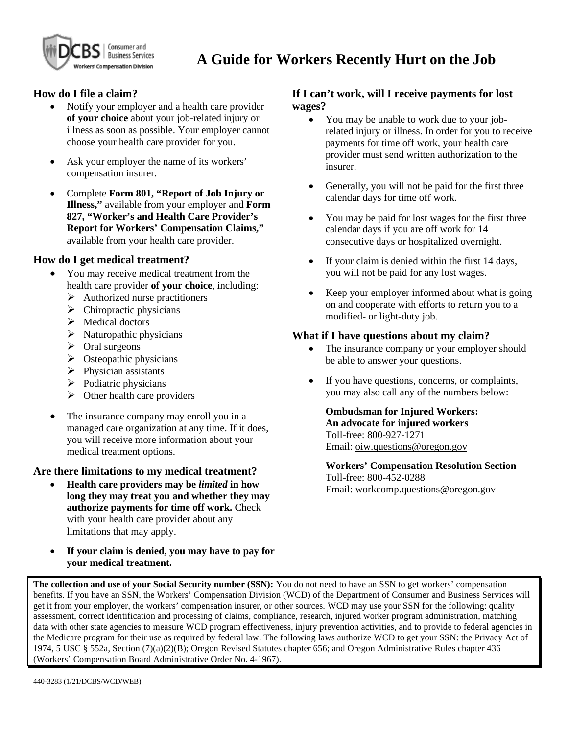# A Guide for Workers Recently Hurt on the Job

### How do I file a claim?

- Notify your employer and a health care provider **of your choice** about your job-related injury or illness as soon as possible. Your employer cannot choose your health care provider for you.
- Ask your employer the name of its workers' compensation insurer.
- Complete **Form 801, "Report of Job Injury or Illness,"** available from your employer and **Form 827, "Worker's and Health Care Provider's Report for Workers' Compensation Claims,"** available from your health care provider.

### How do I get medical treatment?

- You may receive medical treatment from the health care provider **of your choice**, including:
  - Authorized nurse practitioners
  - Chiropractic physicians
  - Medical doctors
  - Naturopathic physicians
  - Oral surgeons
  - Osteopathic physicians
  - Physician assistants
  - Podiatric physicians
  - Other health care providers
- The insurance company may enroll you in a managed care organization at any time. If it does, you will receive more information about your medical treatment options.

### Are there limitations to my medical treatment?

- **Health care providers may be *limited* in how long they may treat you and whether they may authorize payments for time off work.** Check with your health care provider about any limitations that may apply.
- **If your claim is denied, you may have to pay for your medical treatment.**

### If I can't work, will I receive payments for lost wages?

- You may be unable to work due to your job-related injury or illness. In order for you to receive payments for time off work, your health care provider must send written authorization to the insurer.
- Generally, you will not be paid for the first three calendar days for time off work.
- You may be paid for lost wages for the first three calendar days if you are off work for 14 consecutive days or hospitalized overnight.
- If your claim is denied within the first 14 days, you will not be paid for any lost wages.
- Keep your employer informed about what is going on and cooperate with efforts to return you to a modified- or light-duty job.

### What if I have questions about my claim?

- The insurance company or your employer should be able to answer your questions.
- If you have questions, concerns, or complaints, you may also call any of the numbers below:

  **Ombudsman for Injured Workers:**
  **An advocate for injured workers**
  Toll-free: 800-927-1271
  Email: oiw.questions@oregon.gov

  **Workers' Compensation Resolution Section**
  Toll-free: 800-452-0288
  Email: workcomp.questions@oregon.gov

**The collection and use of your Social Security number (SSN):** You do not need to have an SSN to get workers' compensation benefits. If you have an SSN, the Workers' Compensation Division (WCD) of the Department of Consumer and Business Services will get it from your employer, the workers' compensation insurer, or other sources. WCD may use your SSN for the following: quality assessment, correct identification and processing of claims, compliance, research, injured worker program administration, matching data with other state agencies to measure WCD program effectiveness, injury prevention activities, and to provide to federal agencies in the Medicare program for their use as required by federal law. The following laws authorize WCD to get your SSN: the Privacy Act of 1974, 5 USC § 552a, Section (7)(a)(2)(B); Oregon Revised Statutes chapter 656; and Oregon Administrative Rules chapter 436 (Workers' Compensation Board Administrative Order No. 4-1967).

440-3283 (1/21/DCBS/WCD/WEB)